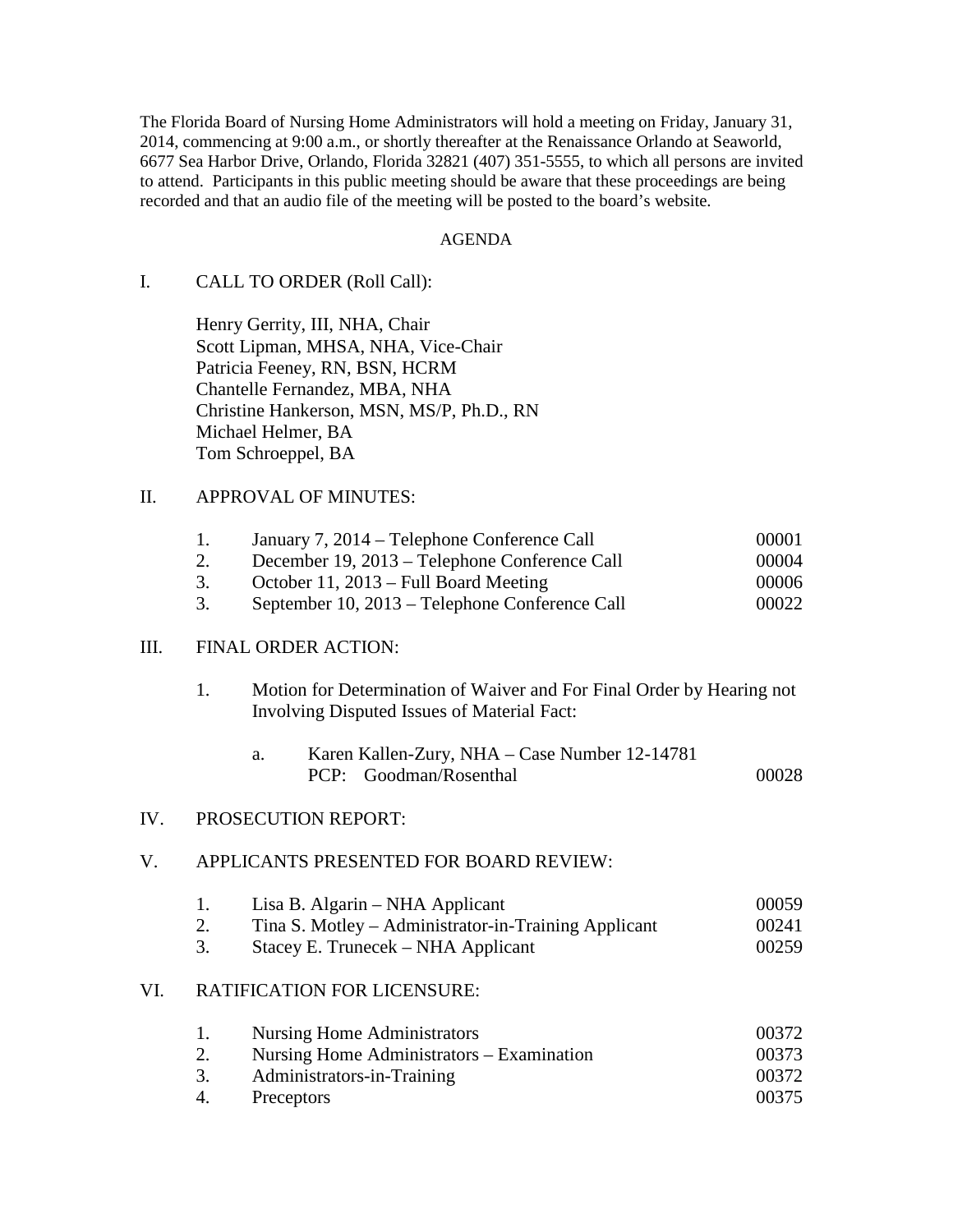The Florida Board of Nursing Home Administrators will hold a meeting on Friday, January 31, 2014, commencing at 9:00 a.m., or shortly thereafter at the Renaissance Orlando at Seaworld, 6677 Sea Harbor Drive, Orlando, Florida 32821 (407) 351-5555, to which all persons are invited to attend. Participants in this public meeting should be aware that these proceedings are being recorded and that an audio file of the meeting will be posted to the board's website.

## AGENDA

I. CALL TO ORDER (Roll Call):

Henry Gerrity, III, NHA, Chair
Scott Lipman, MHSA, NHA, Vice-Chair
Patricia Feeney, RN, BSN, HCRM
Chantelle Fernandez, MBA, NHA
Christine Hankerson, MSN, MS/P, Ph.D., RN
Michael Helmer, BA
Tom Schroeppel, BA

II. APPROVAL OF MINUTES:

1. January 7, 2014 – Telephone Conference Call 00001
2. December 19, 2013 – Telephone Conference Call 00004
3. October 11, 2013 – Full Board Meeting 00006
3. September 10, 2013 – Telephone Conference Call 00022

III. FINAL ORDER ACTION:

1. Motion for Determination of Waiver and For Final Order by Hearing not Involving Disputed Issues of Material Fact:

   a. Karen Kallen-Zury, NHA – Case Number 12-14781
      PCP: Goodman/Rosenthal 00028

IV. PROSECUTION REPORT:

V. APPLICANTS PRESENTED FOR BOARD REVIEW:

1. Lisa B. Algarin – NHA Applicant 00059
2. Tina S. Motley – Administrator-in-Training Applicant 00241
3. Stacey E. Trunecek – NHA Applicant 00259

VI. RATIFICATION FOR LICENSURE:

1. Nursing Home Administrators 00372
2. Nursing Home Administrators – Examination 00373
3. Administrators-in-Training 00372
4. Preceptors 00375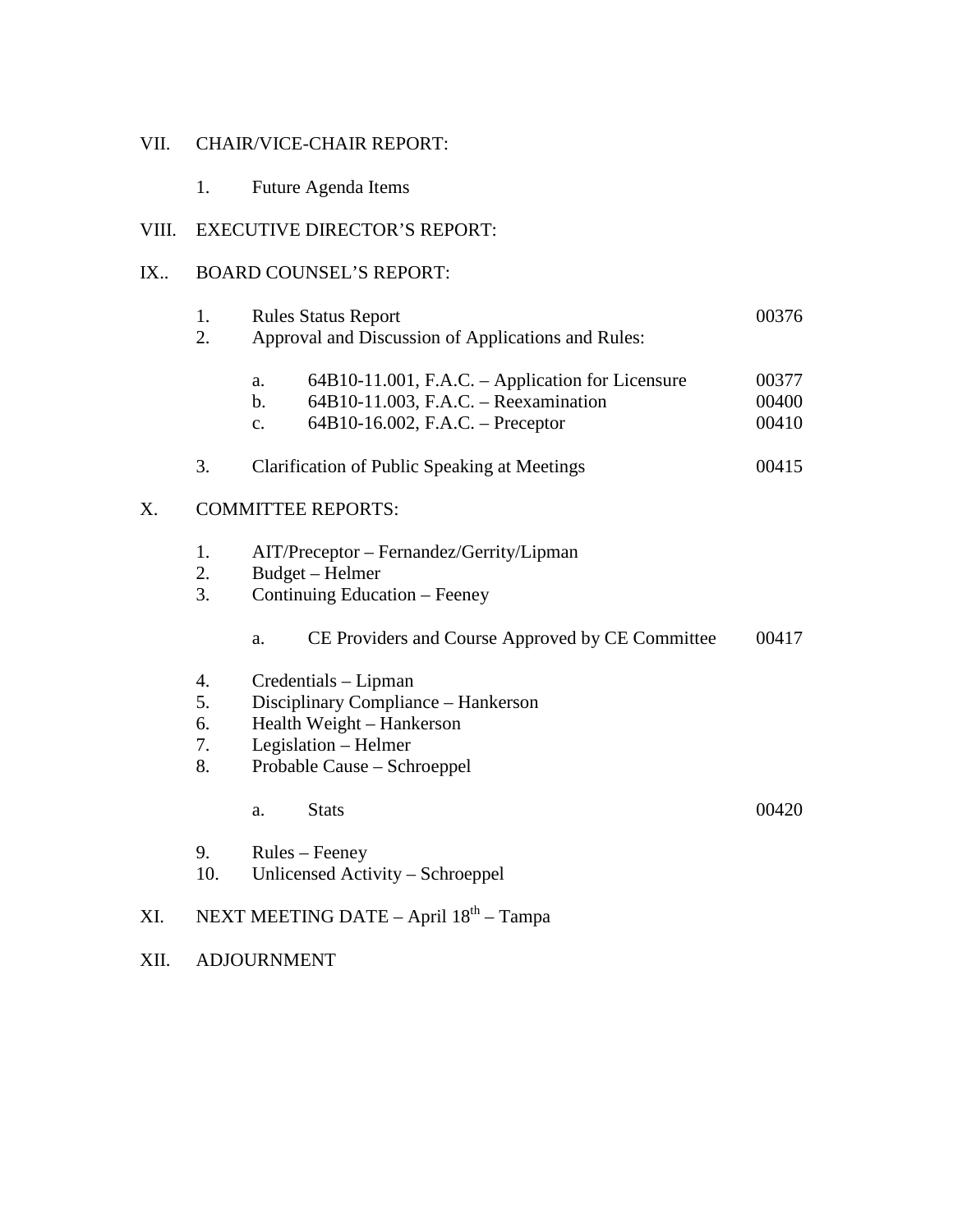VII. CHAIR/VICE-CHAIR REPORT:

1. Future Agenda Items

VIII. EXECUTIVE DIRECTOR'S REPORT:

IX.. BOARD COUNSEL'S REPORT:

1. Rules Status Report 00376
2. Approval and Discussion of Applications and Rules:

   a. 64B10-11.001, F.A.C. – Application for Licensure 00377
   b. 64B10-11.003, F.A.C. – Reexamination 00400
   c. 64B10-16.002, F.A.C. – Preceptor 00410

3. Clarification of Public Speaking at Meetings 00415

X. COMMITTEE REPORTS:

1. AIT/Preceptor – Fernandez/Gerrity/Lipman
2. Budget – Helmer
3. Continuing Education – Feeney

   a. CE Providers and Course Approved by CE Committee 00417

4. Credentials – Lipman
5. Disciplinary Compliance – Hankerson
6. Health Weight – Hankerson
7. Legislation – Helmer
8. Probable Cause – Schroeppel

   a. Stats 00420

9. Rules – Feeney
10. Unlicensed Activity – Schroeppel

XI. NEXT MEETING DATE – April 18th – Tampa

XII. ADJOURNMENT